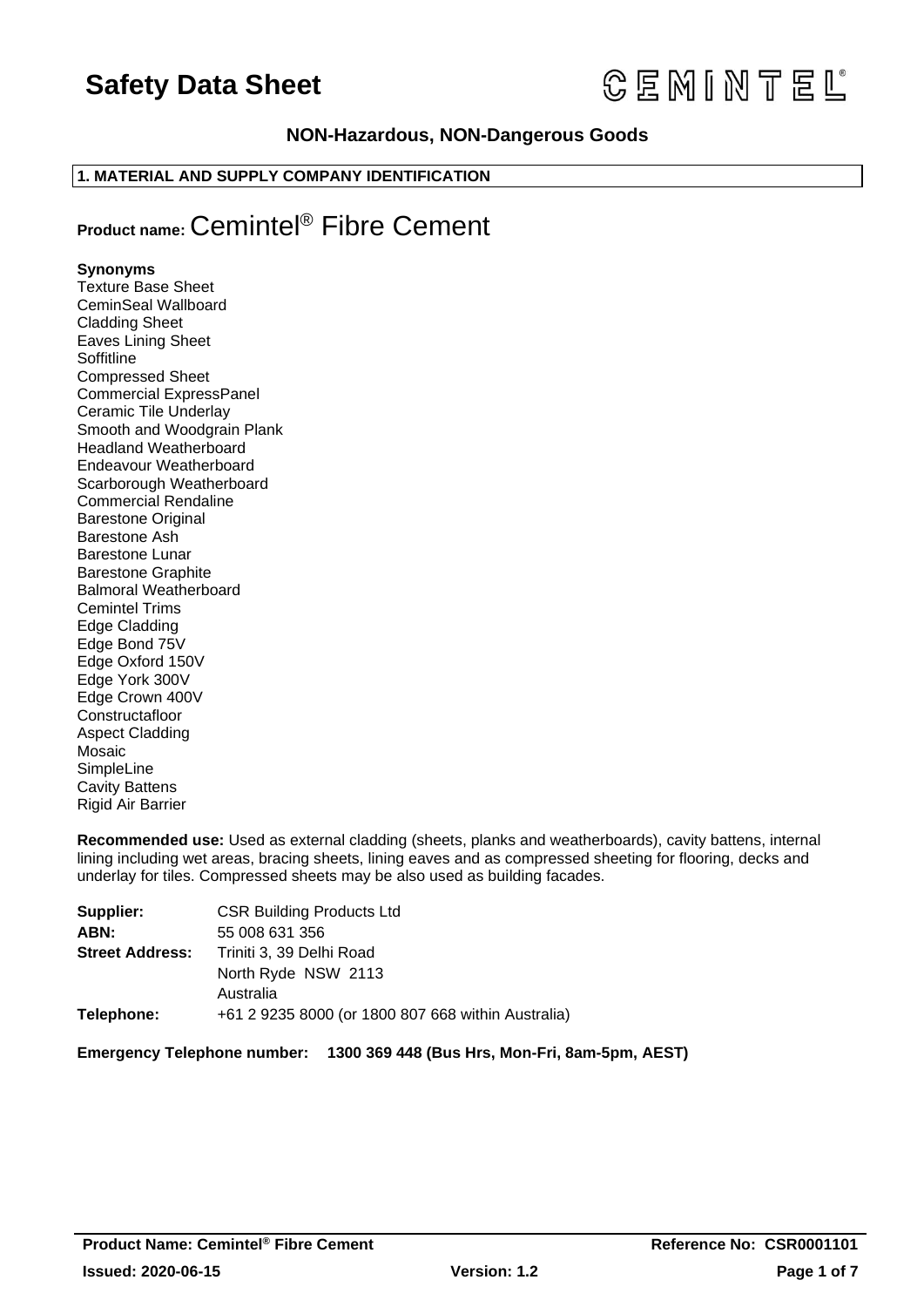# Safety Data Sheet

**NON-Hazardous, NON-Dangerous Goods**

## 1. MATERIAL AND SUPPLY COMPANY IDENTIFICATION

**Product name:** Cemintel® Fibre Cement

**Synonyms**
Texture Base Sheet
CeminSeal Wallboard
Cladding Sheet
Eaves Lining Sheet
Soffitline
Compressed Sheet
Commercial ExpressPanel
Ceramic Tile Underlay
Smooth and Woodgrain Plank
Headland Weatherboard
Endeavour Weatherboard
Scarborough Weatherboard
Commercial Rendaline
Barestone Original
Barestone Ash
Barestone Lunar
Barestone Graphite
Balmoral Weatherboard
Cemintel Trims
Edge Cladding
Edge Bond 75V
Edge Oxford 150V
Edge York 300V
Edge Crown 400V
Constructafloor
Aspect Cladding
Mosaic
SimpleLine
Cavity Battens
Rigid Air Barrier

**Recommended use:** Used as external cladding (sheets, planks and weatherboards), cavity battens, internal lining including wet areas, bracing sheets, lining eaves and as compressed sheeting for flooring, decks and underlay for tiles. Compressed sheets may be also used as building facades.

| | |
|---|---|
| **Supplier:** | CSR Building Products Ltd |
| **ABN:** | 55 008 631 356 |
| **Street Address:** | Triniti 3, 39 Delhi Road<br>North Ryde NSW 2113<br>Australia |
| **Telephone:** | +61 2 9235 8000 (or 1800 807 668 within Australia) |

**Emergency Telephone number: 1300 369 448 (Bus Hrs, Mon-Fri, 8am-5pm, AEST)**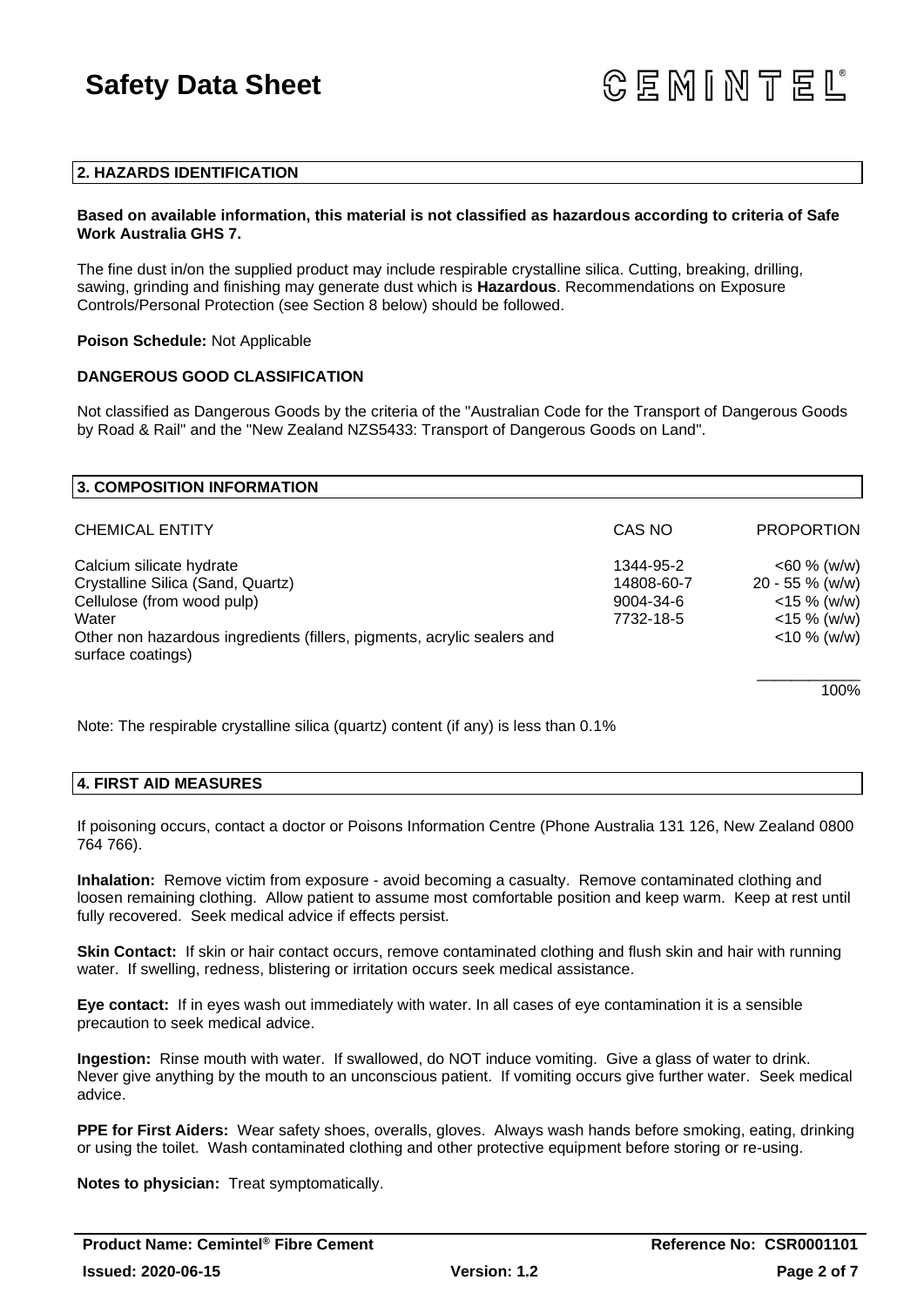## 2. HAZARDS IDENTIFICATION

**Based on available information, this material is not classified as hazardous according to criteria of Safe Work Australia GHS 7.**

The fine dust in/on the supplied product may include respirable crystalline silica. Cutting, breaking, drilling, sawing, grinding and finishing may generate dust which is **Hazardous**. Recommendations on Exposure Controls/Personal Protection (see Section 8 below) should be followed.

**Poison Schedule:** Not Applicable

### DANGEROUS GOOD CLASSIFICATION

Not classified as Dangerous Goods by the criteria of the "Australian Code for the Transport of Dangerous Goods by Road & Rail" and the "New Zealand NZS5433: Transport of Dangerous Goods on Land".

## 3. COMPOSITION INFORMATION

| CHEMICAL ENTITY | CAS NO | PROPORTION |
|---|---|---|
| Calcium silicate hydrate | 1344-95-2 | <60 % (w/w) |
| Crystalline Silica (Sand, Quartz) | 14808-60-7 | 20 - 55 % (w/w) |
| Cellulose (from wood pulp) | 9004-34-6 | <15 % (w/w) |
| Water | 7732-18-5 | <15 % (w/w) |
| Other non hazardous ingredients (fillers, pigments, acrylic sealers and surface coatings) | | <10 % (w/w) |
| | | 100% |

Note: The respirable crystalline silica (quartz) content (if any) is less than 0.1%

## 4. FIRST AID MEASURES

If poisoning occurs, contact a doctor or Poisons Information Centre (Phone Australia 131 126, New Zealand 0800 764 766).

**Inhalation:** Remove victim from exposure - avoid becoming a casualty. Remove contaminated clothing and loosen remaining clothing. Allow patient to assume most comfortable position and keep warm. Keep at rest until fully recovered. Seek medical advice if effects persist.

**Skin Contact:** If skin or hair contact occurs, remove contaminated clothing and flush skin and hair with running water. If swelling, redness, blistering or irritation occurs seek medical assistance.

**Eye contact:** If in eyes wash out immediately with water. In all cases of eye contamination it is a sensible precaution to seek medical advice.

**Ingestion:** Rinse mouth with water. If swallowed, do NOT induce vomiting. Give a glass of water to drink. Never give anything by the mouth to an unconscious patient. If vomiting occurs give further water. Seek medical advice.

**PPE for First Aiders:** Wear safety shoes, overalls, gloves. Always wash hands before smoking, eating, drinking or using the toilet. Wash contaminated clothing and other protective equipment before storing or re-using.

**Notes to physician:** Treat symptomatically.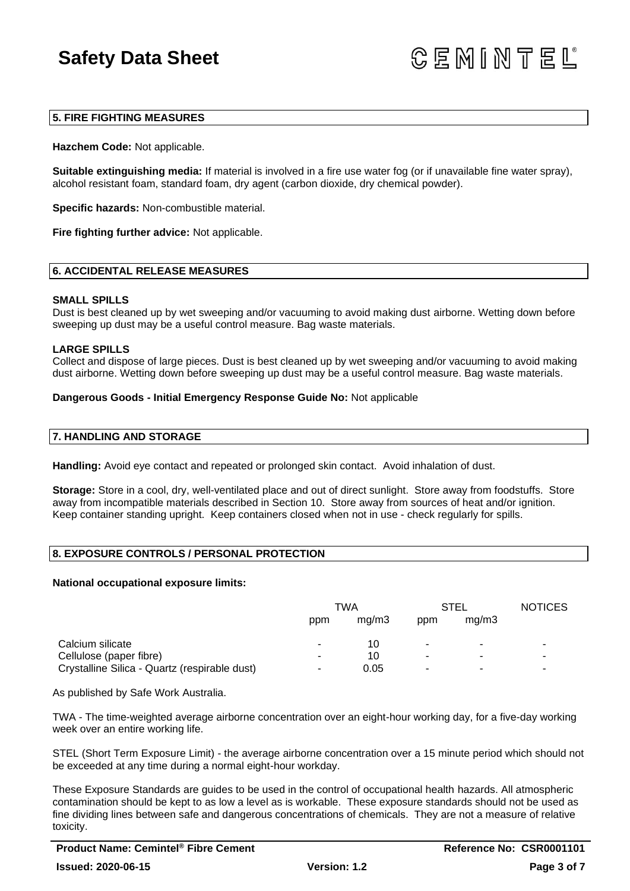## 5. FIRE FIGHTING MEASURES

**Hazchem Code:** Not applicable.

**Suitable extinguishing media:** If material is involved in a fire use water fog (or if unavailable fine water spray), alcohol resistant foam, standard foam, dry agent (carbon dioxide, dry chemical powder).

**Specific hazards:** Non-combustible material.

**Fire fighting further advice:** Not applicable.

## 6. ACCIDENTAL RELEASE MEASURES

**SMALL SPILLS**
Dust is best cleaned up by wet sweeping and/or vacuuming to avoid making dust airborne. Wetting down before sweeping up dust may be a useful control measure. Bag waste materials.

**LARGE SPILLS**
Collect and dispose of large pieces. Dust is best cleaned up by wet sweeping and/or vacuuming to avoid making dust airborne. Wetting down before sweeping up dust may be a useful control measure. Bag waste materials.

**Dangerous Goods - Initial Emergency Response Guide No:** Not applicable

## 7. HANDLING AND STORAGE

**Handling:** Avoid eye contact and repeated or prolonged skin contact. Avoid inhalation of dust.

**Storage:** Store in a cool, dry, well-ventilated place and out of direct sunlight. Store away from foodstuffs. Store away from incompatible materials described in Section 10. Store away from sources of heat and/or ignition. Keep container standing upright. Keep containers closed when not in use - check regularly for spills.

## 8. EXPOSURE CONTROLS / PERSONAL PROTECTION

**National occupational exposure limits:**

| | TWA | | STEL | | NOTICES |
|---|---|---|---|---|---|
| | ppm | mg/m3 | ppm | mg/m3 | |
| Calcium silicate | - | 10 | - | - | - |
| Cellulose (paper fibre) | - | 10 | - | - | - |
| Crystalline Silica - Quartz (respirable dust) | - | 0.05 | - | - | - |

As published by Safe Work Australia.

TWA - The time-weighted average airborne concentration over an eight-hour working day, for a five-day working week over an entire working life.

STEL (Short Term Exposure Limit) - the average airborne concentration over a 15 minute period which should not be exceeded at any time during a normal eight-hour workday.

These Exposure Standards are guides to be used in the control of occupational health hazards. All atmospheric contamination should be kept to as low a level as is workable. These exposure standards should not be used as fine dividing lines between safe and dangerous concentrations of chemicals. They are not a measure of relative toxicity.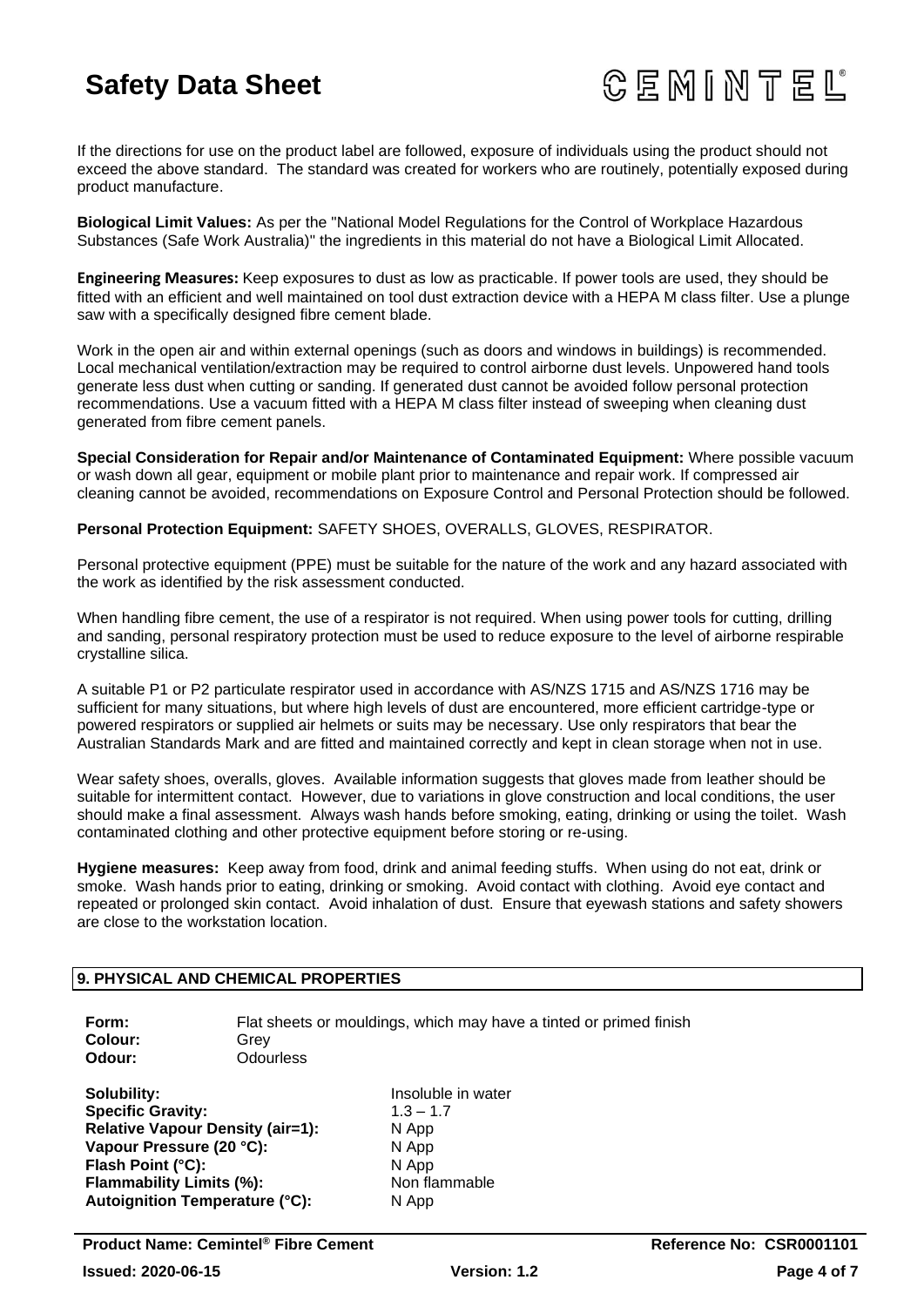If the directions for use on the product label are followed, exposure of individuals using the product should not exceed the above standard. The standard was created for workers who are routinely, potentially exposed during product manufacture.

**Biological Limit Values:** As per the "National Model Regulations for the Control of Workplace Hazardous Substances (Safe Work Australia)" the ingredients in this material do not have a Biological Limit Allocated.

**Engineering Measures:** Keep exposures to dust as low as practicable. If power tools are used, they should be fitted with an efficient and well maintained on tool dust extraction device with a HEPA M class filter. Use a plunge saw with a specifically designed fibre cement blade.

Work in the open air and within external openings (such as doors and windows in buildings) is recommended. Local mechanical ventilation/extraction may be required to control airborne dust levels. Unpowered hand tools generate less dust when cutting or sanding. If generated dust cannot be avoided follow personal protection recommendations. Use a vacuum fitted with a HEPA M class filter instead of sweeping when cleaning dust generated from fibre cement panels.

**Special Consideration for Repair and/or Maintenance of Contaminated Equipment:** Where possible vacuum or wash down all gear, equipment or mobile plant prior to maintenance and repair work. If compressed air cleaning cannot be avoided, recommendations on Exposure Control and Personal Protection should be followed.

**Personal Protection Equipment:** SAFETY SHOES, OVERALLS, GLOVES, RESPIRATOR.

Personal protective equipment (PPE) must be suitable for the nature of the work and any hazard associated with the work as identified by the risk assessment conducted.

When handling fibre cement, the use of a respirator is not required. When using power tools for cutting, drilling and sanding, personal respiratory protection must be used to reduce exposure to the level of airborne respirable crystalline silica.

A suitable P1 or P2 particulate respirator used in accordance with AS/NZS 1715 and AS/NZS 1716 may be sufficient for many situations, but where high levels of dust are encountered, more efficient cartridge-type or powered respirators or supplied air helmets or suits may be necessary. Use only respirators that bear the Australian Standards Mark and are fitted and maintained correctly and kept in clean storage when not in use.

Wear safety shoes, overalls, gloves. Available information suggests that gloves made from leather should be suitable for intermittent contact. However, due to variations in glove construction and local conditions, the user should make a final assessment. Always wash hands before smoking, eating, drinking or using the toilet. Wash contaminated clothing and other protective equipment before storing or re-using.

**Hygiene measures:** Keep away from food, drink and animal feeding stuffs. When using do not eat, drink or smoke. Wash hands prior to eating, drinking or smoking. Avoid contact with clothing. Avoid eye contact and repeated or prolonged skin contact. Avoid inhalation of dust. Ensure that eyewash stations and safety showers are close to the workstation location.

## 9. PHYSICAL AND CHEMICAL PROPERTIES

**Form:** Flat sheets or mouldings, which may have a tinted or primed finish
**Colour:** Grey
**Odour:** Odourless

**Solubility:** Insoluble in water
**Specific Gravity:** 1.3 – 1.7
**Relative Vapour Density (air=1):** N App
**Vapour Pressure (20 °C):** N App
**Flash Point (°C):** N App
**Flammability Limits (%):** Non flammable
**Autoignition Temperature (°C):** N App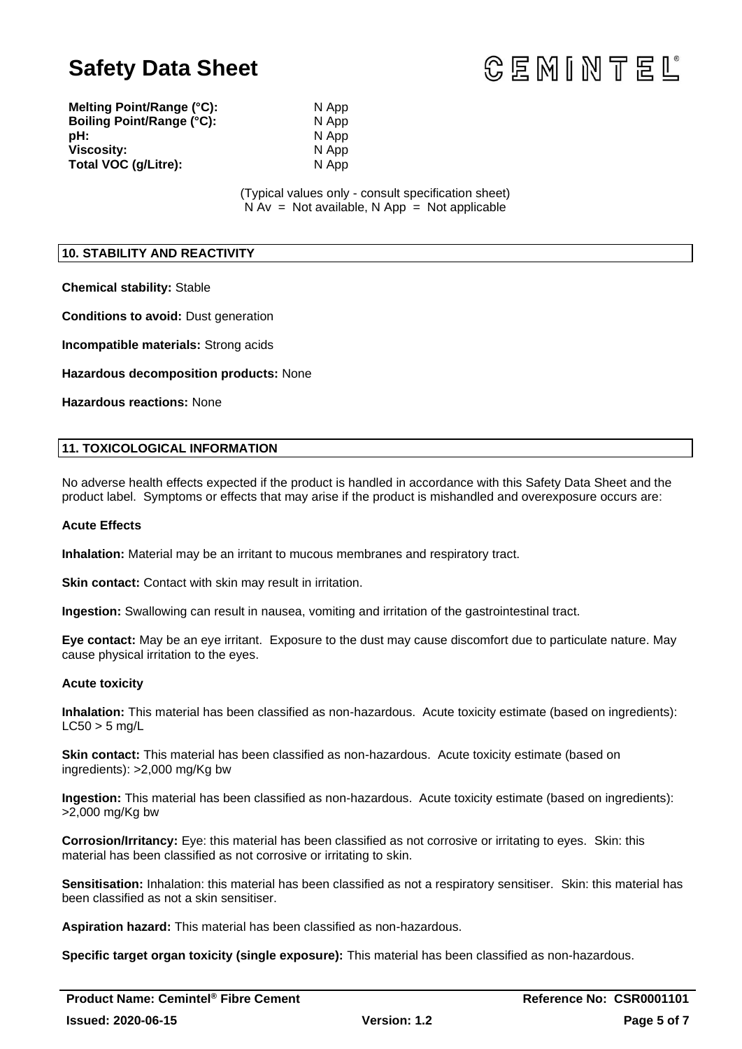| | |
|---|---|
| **Melting Point/Range (°C):** | N App |
| **Boiling Point/Range (°C):** | N App |
| **pH:** | N App |
| **Viscosity:** | N App |
| **Total VOC (g/Litre):** | N App |

(Typical values only - consult specification sheet)
N Av = Not available, N App = Not applicable

## 10. STABILITY AND REACTIVITY

**Chemical stability:** Stable

**Conditions to avoid:** Dust generation

**Incompatible materials:** Strong acids

**Hazardous decomposition products:** None

**Hazardous reactions:** None

## 11. TOXICOLOGICAL INFORMATION

No adverse health effects expected if the product is handled in accordance with this Safety Data Sheet and the product label. Symptoms or effects that may arise if the product is mishandled and overexposure occurs are:

**Acute Effects**

**Inhalation:** Material may be an irritant to mucous membranes and respiratory tract.

**Skin contact:** Contact with skin may result in irritation.

**Ingestion:** Swallowing can result in nausea, vomiting and irritation of the gastrointestinal tract.

**Eye contact:** May be an eye irritant. Exposure to the dust may cause discomfort due to particulate nature. May cause physical irritation to the eyes.

**Acute toxicity**

**Inhalation:** This material has been classified as non-hazardous. Acute toxicity estimate (based on ingredients): LC50 > 5 mg/L

**Skin contact:** This material has been classified as non-hazardous. Acute toxicity estimate (based on ingredients): >2,000 mg/Kg bw

**Ingestion:** This material has been classified as non-hazardous. Acute toxicity estimate (based on ingredients): >2,000 mg/Kg bw

**Corrosion/Irritancy:** Eye: this material has been classified as not corrosive or irritating to eyes. Skin: this material has been classified as not corrosive or irritating to skin.

**Sensitisation:** Inhalation: this material has been classified as not a respiratory sensitiser. Skin: this material has been classified as not a skin sensitiser.

**Aspiration hazard:** This material has been classified as non-hazardous.

**Specific target organ toxicity (single exposure):** This material has been classified as non-hazardous.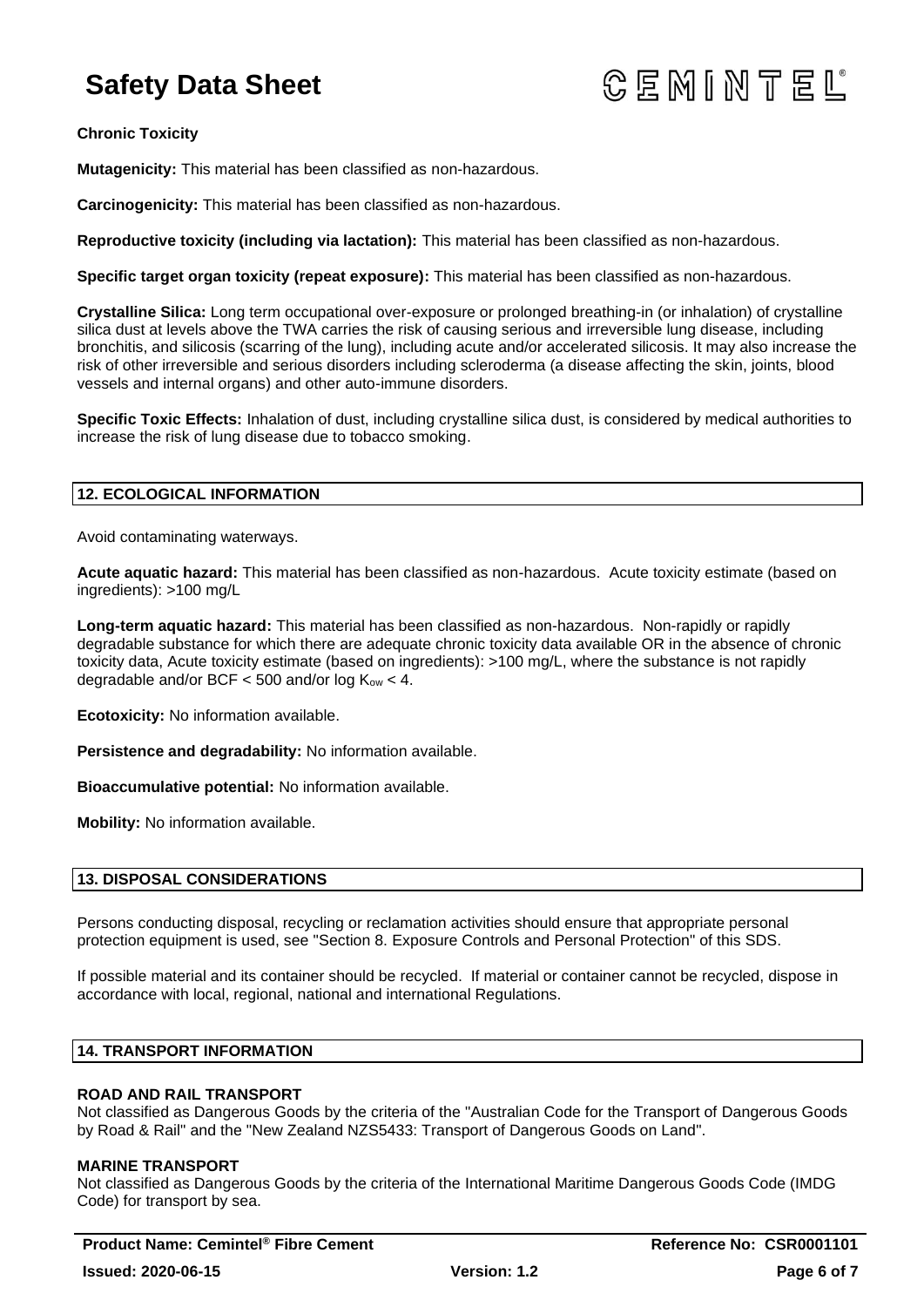**Chronic Toxicity**

**Mutagenicity:** This material has been classified as non-hazardous.

**Carcinogenicity:** This material has been classified as non-hazardous.

**Reproductive toxicity (including via lactation):** This material has been classified as non-hazardous.

**Specific target organ toxicity (repeat exposure):** This material has been classified as non-hazardous.

**Crystalline Silica:** Long term occupational over-exposure or prolonged breathing-in (or inhalation) of crystalline silica dust at levels above the TWA carries the risk of causing serious and irreversible lung disease, including bronchitis, and silicosis (scarring of the lung), including acute and/or accelerated silicosis. It may also increase the risk of other irreversible and serious disorders including scleroderma (a disease affecting the skin, joints, blood vessels and internal organs) and other auto-immune disorders.

**Specific Toxic Effects:** Inhalation of dust, including crystalline silica dust, is considered by medical authorities to increase the risk of lung disease due to tobacco smoking.

## 12. ECOLOGICAL INFORMATION

Avoid contaminating waterways.

**Acute aquatic hazard:** This material has been classified as non-hazardous. Acute toxicity estimate (based on ingredients): >100 mg/L

**Long-term aquatic hazard:** This material has been classified as non-hazardous. Non-rapidly or rapidly degradable substance for which there are adequate chronic toxicity data available OR in the absence of chronic toxicity data, Acute toxicity estimate (based on ingredients): >100 mg/L, where the substance is not rapidly degradable and/or BCF < 500 and/or log $K_{ow}$ < 4.

**Ecotoxicity:** No information available.

**Persistence and degradability:** No information available.

**Bioaccumulative potential:** No information available.

**Mobility:** No information available.

## 13. DISPOSAL CONSIDERATIONS

Persons conducting disposal, recycling or reclamation activities should ensure that appropriate personal protection equipment is used, see "Section 8. Exposure Controls and Personal Protection" of this SDS.

If possible material and its container should be recycled. If material or container cannot be recycled, dispose in accordance with local, regional, national and international Regulations.

## 14. TRANSPORT INFORMATION

**ROAD AND RAIL TRANSPORT**

Not classified as Dangerous Goods by the criteria of the "Australian Code for the Transport of Dangerous Goods by Road & Rail" and the "New Zealand NZS5433: Transport of Dangerous Goods on Land".

**MARINE TRANSPORT**

Not classified as Dangerous Goods by the criteria of the International Maritime Dangerous Goods Code (IMDG Code) for transport by sea.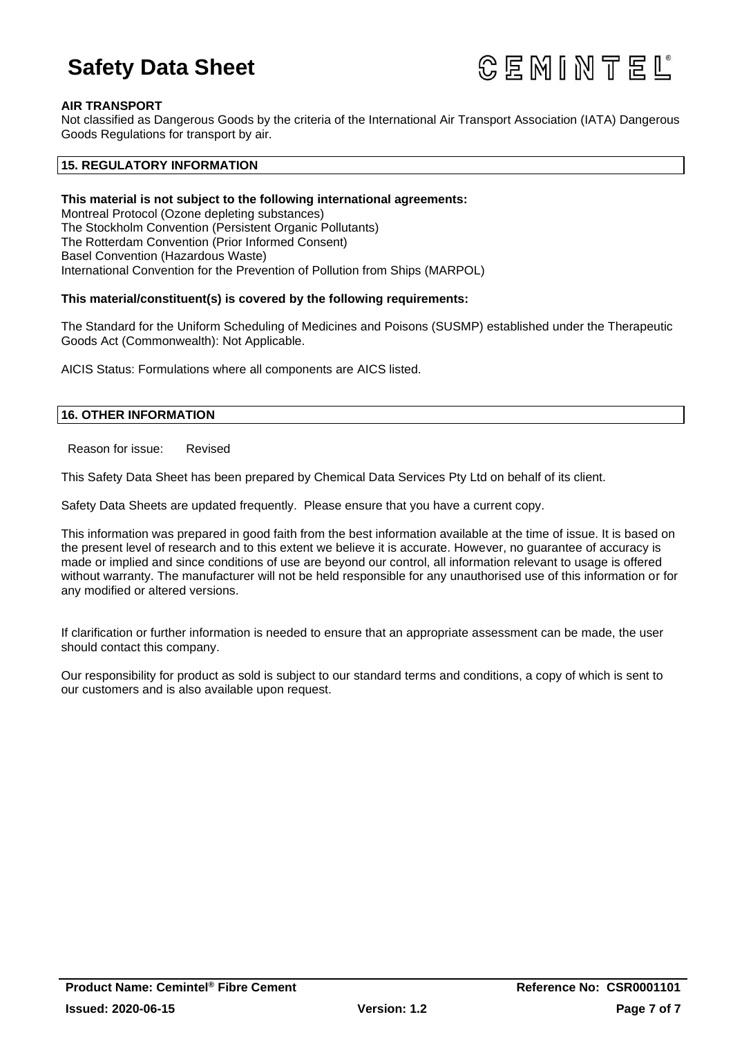**AIR TRANSPORT**

Not classified as Dangerous Goods by the criteria of the International Air Transport Association (IATA) Dangerous Goods Regulations for transport by air.

## 15. REGULATORY INFORMATION

**This material is not subject to the following international agreements:**

Montreal Protocol (Ozone depleting substances)
The Stockholm Convention (Persistent Organic Pollutants)
The Rotterdam Convention (Prior Informed Consent)
Basel Convention (Hazardous Waste)
International Convention for the Prevention of Pollution from Ships (MARPOL)

**This material/constituent(s) is covered by the following requirements:**

The Standard for the Uniform Scheduling of Medicines and Poisons (SUSMP) established under the Therapeutic Goods Act (Commonwealth): Not Applicable.

AICIS Status: Formulations where all components are AICS listed.

## 16. OTHER INFORMATION

Reason for issue: Revised

This Safety Data Sheet has been prepared by Chemical Data Services Pty Ltd on behalf of its client.

Safety Data Sheets are updated frequently. Please ensure that you have a current copy.

This information was prepared in good faith from the best information available at the time of issue. It is based on the present level of research and to this extent we believe it is accurate. However, no guarantee of accuracy is made or implied and since conditions of use are beyond our control, all information relevant to usage is offered without warranty. The manufacturer will not be held responsible for any unauthorised use of this information or for any modified or altered versions.

If clarification or further information is needed to ensure that an appropriate assessment can be made, the user should contact this company.

Our responsibility for product as sold is subject to our standard terms and conditions, a copy of which is sent to our customers and is also available upon request.